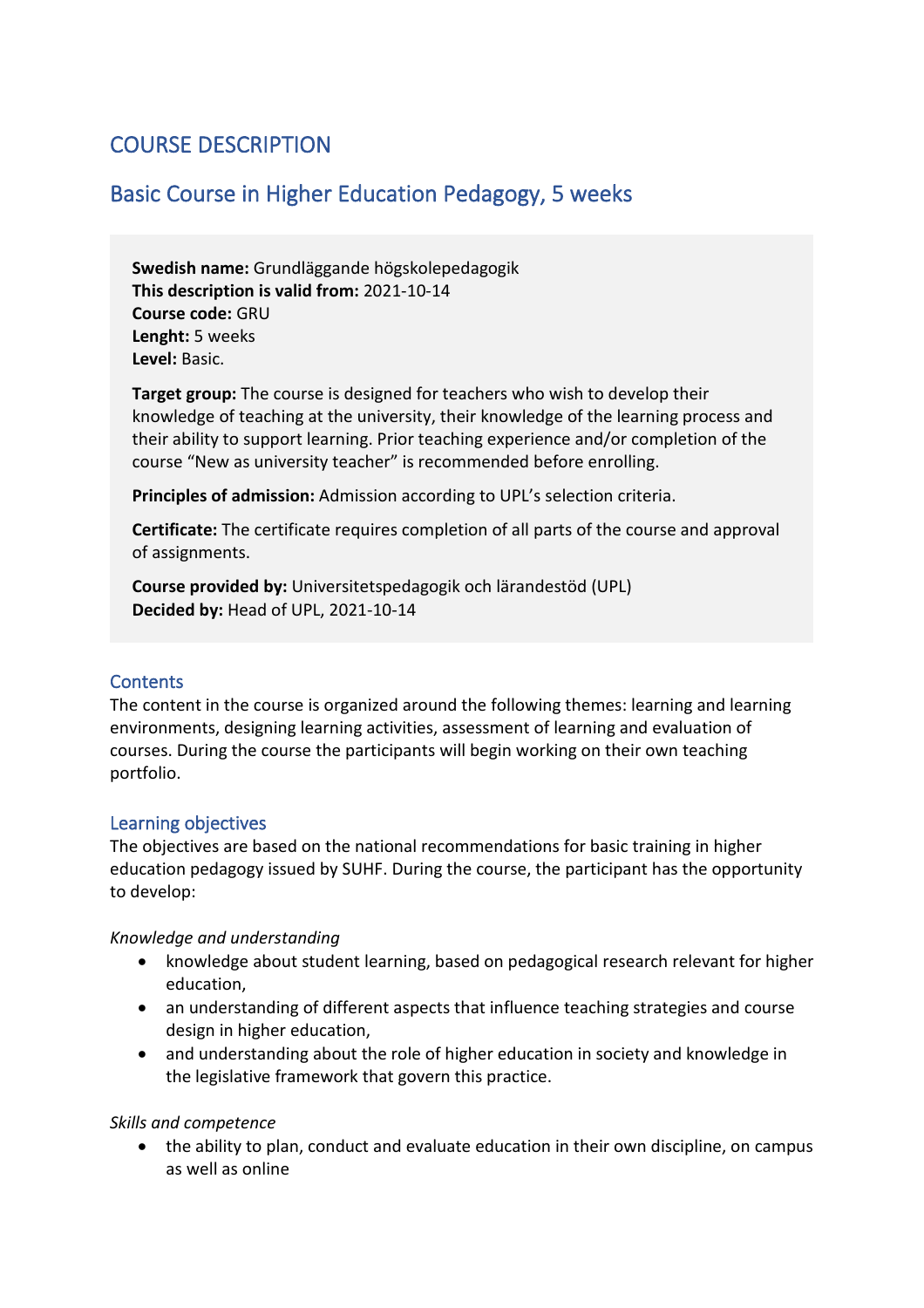# COURSE DESCRIPTION

## Basic Course in Higher Education Pedagogy, 5 weeks

**Swedish name:** Grundläggande högskolepedagogik
**This description is valid from:** 2021-10-14
**Course code:** GRU
**Lenght:** 5 weeks
**Level:** Basic.

**Target group:** The course is designed for teachers who wish to develop their knowledge of teaching at the university, their knowledge of the learning process and their ability to support learning. Prior teaching experience and/or completion of the course "New as university teacher" is recommended before enrolling.

**Principles of admission:** Admission according to UPL's selection criteria.

**Certificate:** The certificate requires completion of all parts of the course and approval of assignments.

**Course provided by:** Universitetspedagogik och lärandestöd (UPL)
**Decided by:** Head of UPL, 2021-10-14

### Contents

The content in the course is organized around the following themes: learning and learning environments, designing learning activities, assessment of learning and evaluation of courses. During the course the participants will begin working on their own teaching portfolio.

### Learning objectives

The objectives are based on the national recommendations for basic training in higher education pedagogy issued by SUHF. During the course, the participant has the opportunity to develop:

*Knowledge and understanding*

- knowledge about student learning, based on pedagogical research relevant for higher education,
- an understanding of different aspects that influence teaching strategies and course design in higher education,
- and understanding about the role of higher education in society and knowledge in the legislative framework that govern this practice.

*Skills and competence*

- the ability to plan, conduct and evaluate education in their own discipline, on campus as well as online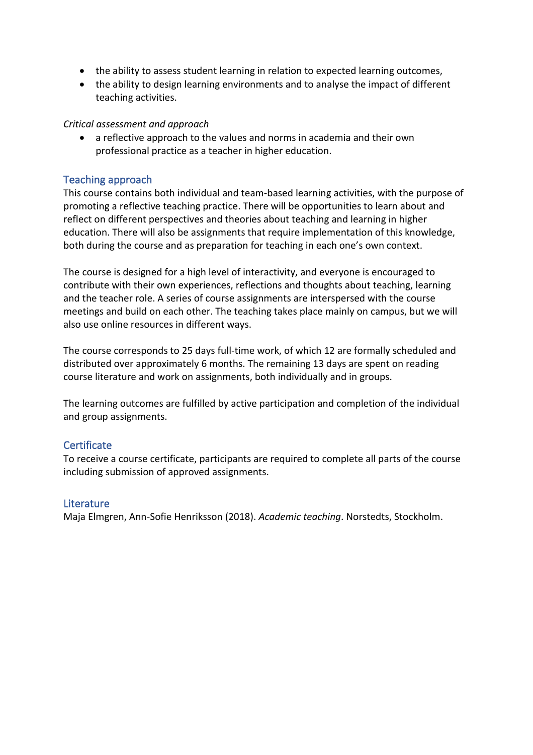- the ability to assess student learning in relation to expected learning outcomes,
- the ability to design learning environments and to analyse the impact of different teaching activities.

*Critical assessment and approach*

- a reflective approach to the values and norms in academia and their own professional practice as a teacher in higher education.

## Teaching approach

This course contains both individual and team-based learning activities, with the purpose of promoting a reflective teaching practice. There will be opportunities to learn about and reflect on different perspectives and theories about teaching and learning in higher education. There will also be assignments that require implementation of this knowledge, both during the course and as preparation for teaching in each one's own context.

The course is designed for a high level of interactivity, and everyone is encouraged to contribute with their own experiences, reflections and thoughts about teaching, learning and the teacher role. A series of course assignments are interspersed with the course meetings and build on each other. The teaching takes place mainly on campus, but we will also use online resources in different ways.

The course corresponds to 25 days full-time work, of which 12 are formally scheduled and distributed over approximately 6 months. The remaining 13 days are spent on reading course literature and work on assignments, both individually and in groups.

The learning outcomes are fulfilled by active participation and completion of the individual and group assignments.

## Certificate

To receive a course certificate, participants are required to complete all parts of the course including submission of approved assignments.

## Literature

Maja Elmgren, Ann-Sofie Henriksson (2018). *Academic teaching*. Norstedts, Stockholm.